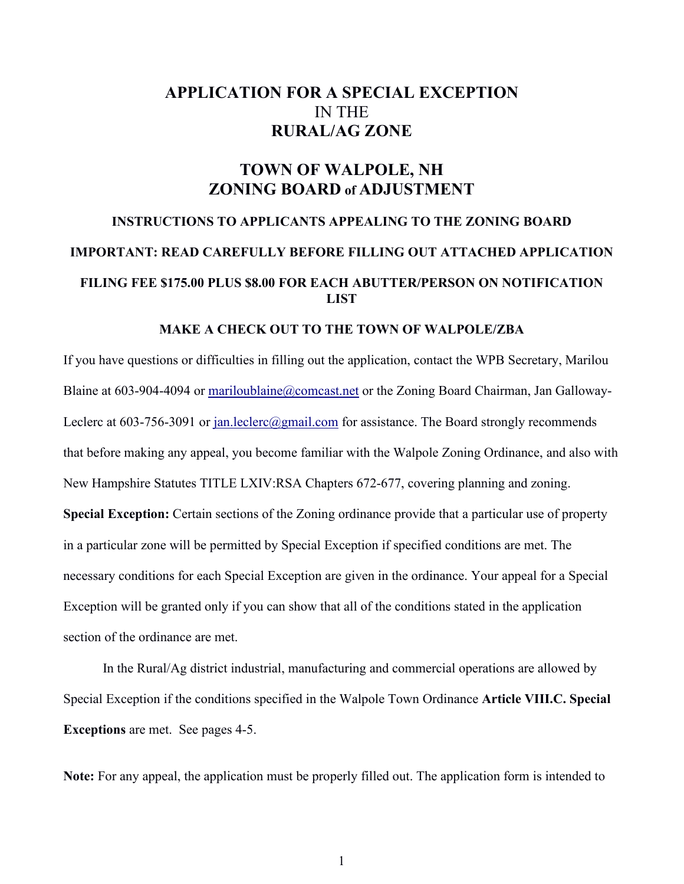# APPLICATION FOR A SPECIAL EXCEPTION
# IN THE
# RURAL/AG ZONE

# TOWN OF WALPOLE, NH
# ZONING BOARD of ADJUSTMENT

### INSTRUCTIONS TO APPLICANTS APPEALING TO THE ZONING BOARD

### IMPORTANT: READ CAREFULLY BEFORE FILLING OUT ATTACHED APPLICATION

### FILING FEE $175.00 PLUS $8.00 FOR EACH ABUTTER/PERSON ON NOTIFICATION LIST

### MAKE A CHECK OUT TO THE TOWN OF WALPOLE/ZBA

If you have questions or difficulties in filling out the application, contact the WPB Secretary, Marilou Blaine at 603-904-4094 or mariloublaine@comcast.net or the Zoning Board Chairman, Jan Galloway-Leclerc at 603-756-3091 or jan.leclerc@gmail.com for assistance. The Board strongly recommends that before making any appeal, you become familiar with the Walpole Zoning Ordinance, and also with New Hampshire Statutes TITLE LXIV:RSA Chapters 672-677, covering planning and zoning.

**Special Exception:** Certain sections of the Zoning ordinance provide that a particular use of property in a particular zone will be permitted by Special Exception if specified conditions are met. The necessary conditions for each Special Exception are given in the ordinance. Your appeal for a Special Exception will be granted only if you can show that all of the conditions stated in the application section of the ordinance are met.

In the Rural/Ag district industrial, manufacturing and commercial operations are allowed by Special Exception if the conditions specified in the Walpole Town Ordinance **Article VIII.C. Special Exceptions** are met. See pages 4-5.

**Note:** For any appeal, the application must be properly filled out. The application form is intended to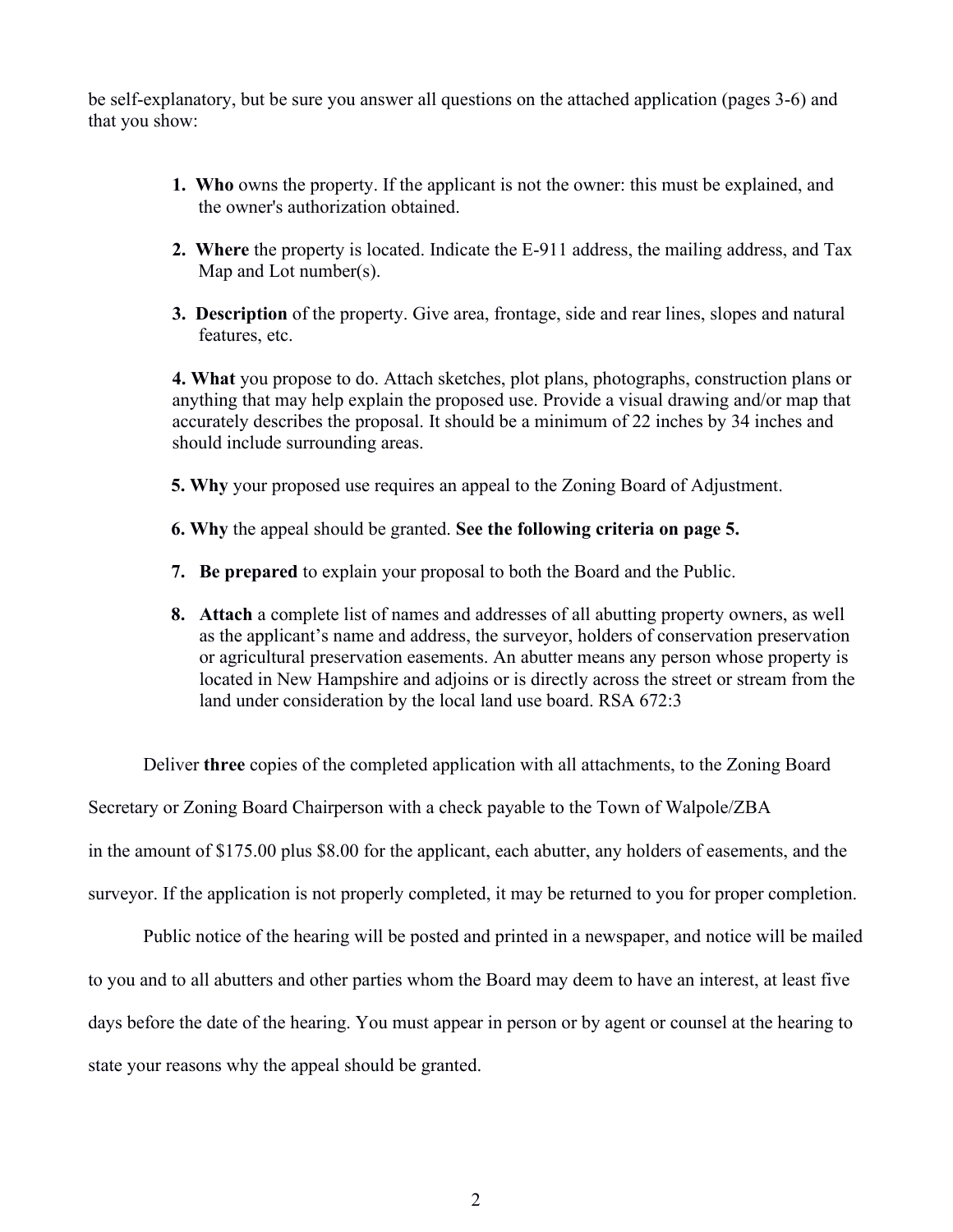be self-explanatory, but be sure you answer all questions on the attached application (pages 3-6) and that you show:

1. **Who** owns the property. If the applicant is not the owner: this must be explained, and the owner's authorization obtained.

2. **Where** the property is located. Indicate the E-911 address, the mailing address, and Tax Map and Lot number(s).

3. **Description** of the property. Give area, frontage, side and rear lines, slopes and natural features, etc.

4. **What** you propose to do. Attach sketches, plot plans, photographs, construction plans or anything that may help explain the proposed use. Provide a visual drawing and/or map that accurately describes the proposal. It should be a minimum of 22 inches by 34 inches and should include surrounding areas.

5. **Why** your proposed use requires an appeal to the Zoning Board of Adjustment.

6. **Why** the appeal should be granted. **See the following criteria on page 5.**

7. **Be prepared** to explain your proposal to both the Board and the Public.

8. **Attach** a complete list of names and addresses of all abutting property owners, as well as the applicant's name and address, the surveyor, holders of conservation preservation or agricultural preservation easements. An abutter means any person whose property is located in New Hampshire and adjoins or is directly across the street or stream from the land under consideration by the local land use board. RSA 672:3

Deliver **three** copies of the completed application with all attachments, to the Zoning Board Secretary or Zoning Board Chairperson with a check payable to the Town of Walpole/ZBA in the amount of $175.00 plus $8.00 for the applicant, each abutter, any holders of easements, and the surveyor. If the application is not properly completed, it may be returned to you for proper completion.

Public notice of the hearing will be posted and printed in a newspaper, and notice will be mailed to you and to all abutters and other parties whom the Board may deem to have an interest, at least five days before the date of the hearing. You must appear in person or by agent or counsel at the hearing to state your reasons why the appeal should be granted.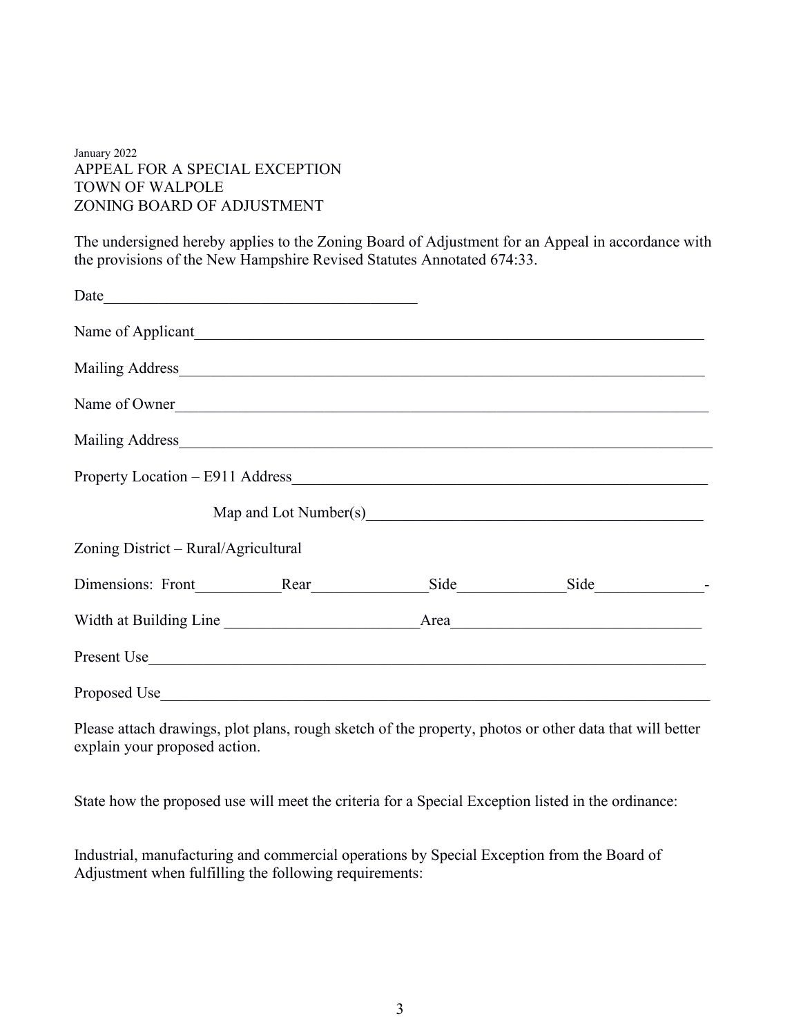January 2022

APPEAL FOR A SPECIAL EXCEPTION
TOWN OF WALPOLE
ZONING BOARD OF ADJUSTMENT

The undersigned hereby applies to the Zoning Board of Adjustment for an Appeal in accordance with the provisions of the New Hampshire Revised Statutes Annotated 674:33.

Date________________________________________

Name of Applicant____________________________________________________________________

Mailing Address______________________________________________________________________

Name of Owner_______________________________________________________________________

Mailing Address______________________________________________________________________

Property Location – E911 Address______________________________________________________

Map and Lot Number(s)___________________________________________

Zoning District – Rural/Agricultural

Dimensions: Front___________Rear______________Side_____________Side_____________-

Width at Building Line ________________________Area______________________________

Present Use__________________________________________________________________________

Proposed Use_________________________________________________________________________

Please attach drawings, plot plans, rough sketch of the property, photos or other data that will better explain your proposed action.

State how the proposed use will meet the criteria for a Special Exception listed in the ordinance:

Industrial, manufacturing and commercial operations by Special Exception from the Board of Adjustment when fulfilling the following requirements: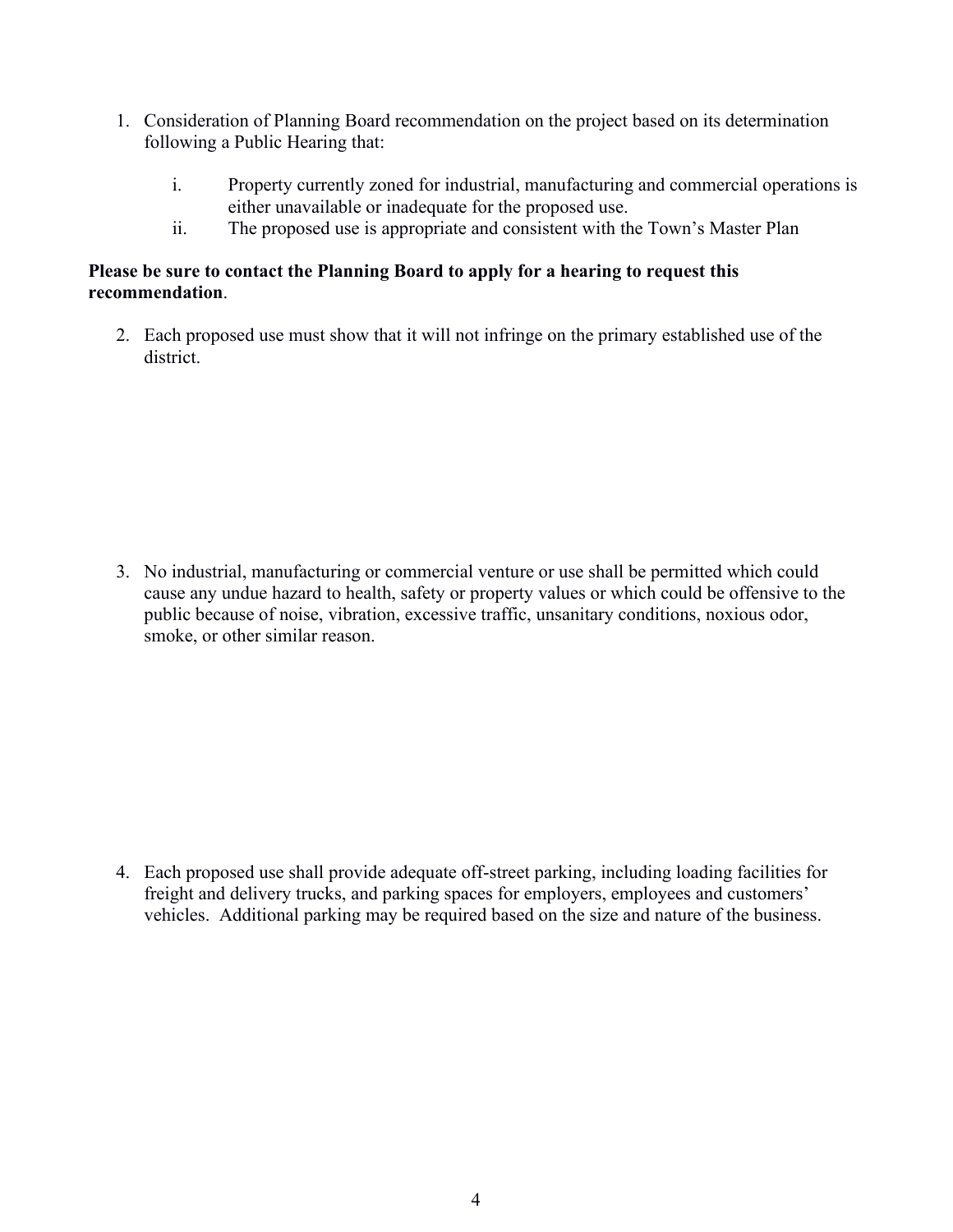1. Consideration of Planning Board recommendation on the project based on its determination following a Public Hearing that:

    i. Property currently zoned for industrial, manufacturing and commercial operations is either unavailable or inadequate for the proposed use.

    ii. The proposed use is appropriate and consistent with the Town's Master Plan

**Please be sure to contact the Planning Board to apply for a hearing to request this recommendation**.

2. Each proposed use must show that it will not infringe on the primary established use of the district.

3. No industrial, manufacturing or commercial venture or use shall be permitted which could cause any undue hazard to health, safety or property values or which could be offensive to the public because of noise, vibration, excessive traffic, unsanitary conditions, noxious odor, smoke, or other similar reason.

4. Each proposed use shall provide adequate off-street parking, including loading facilities for freight and delivery trucks, and parking spaces for employers, employees and customers' vehicles. Additional parking may be required based on the size and nature of the business.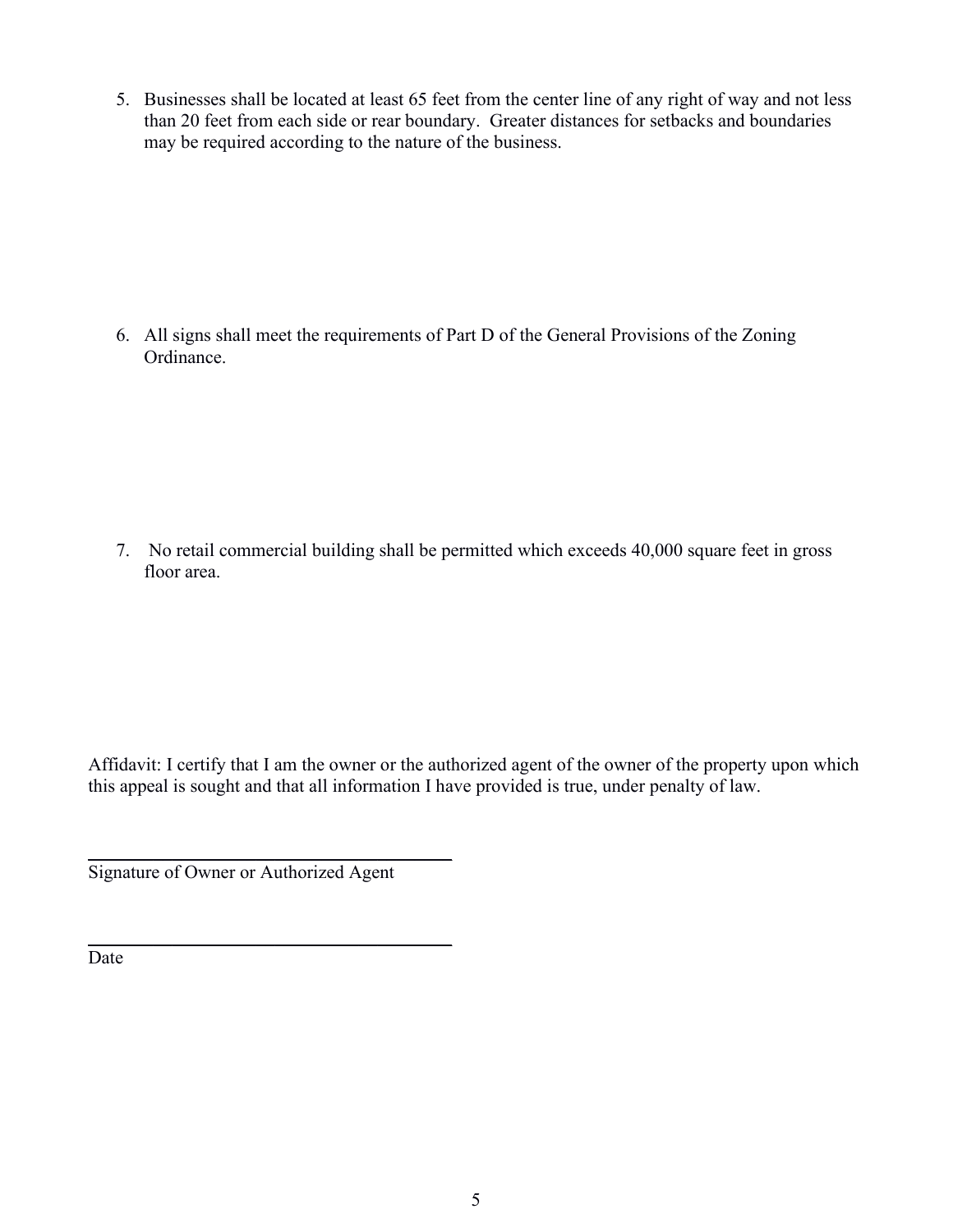5. Businesses shall be located at least 65 feet from the center line of any right of way and not less than 20 feet from each side or rear boundary. Greater distances for setbacks and boundaries may be required according to the nature of the business.

6. All signs shall meet the requirements of Part D of the General Provisions of the Zoning Ordinance.

7. No retail commercial building shall be permitted which exceeds 40,000 square feet in gross floor area.

Affidavit: I certify that I am the owner or the authorized agent of the owner of the property upon which this appeal is sought and that all information I have provided is true, under penalty of law.

\_\_\_\_\_\_\_\_\_\_\_\_\_\_\_\_\_\_\_\_\_\_\_\_\_\_\_\_\_\_\_\_\_\_\_\_\_\_\_\_

Signature of Owner or Authorized Agent

\_\_\_\_\_\_\_\_\_\_\_\_\_\_\_\_\_\_\_\_\_\_\_\_\_\_\_\_\_\_\_\_\_\_\_\_\_\_\_\_

Date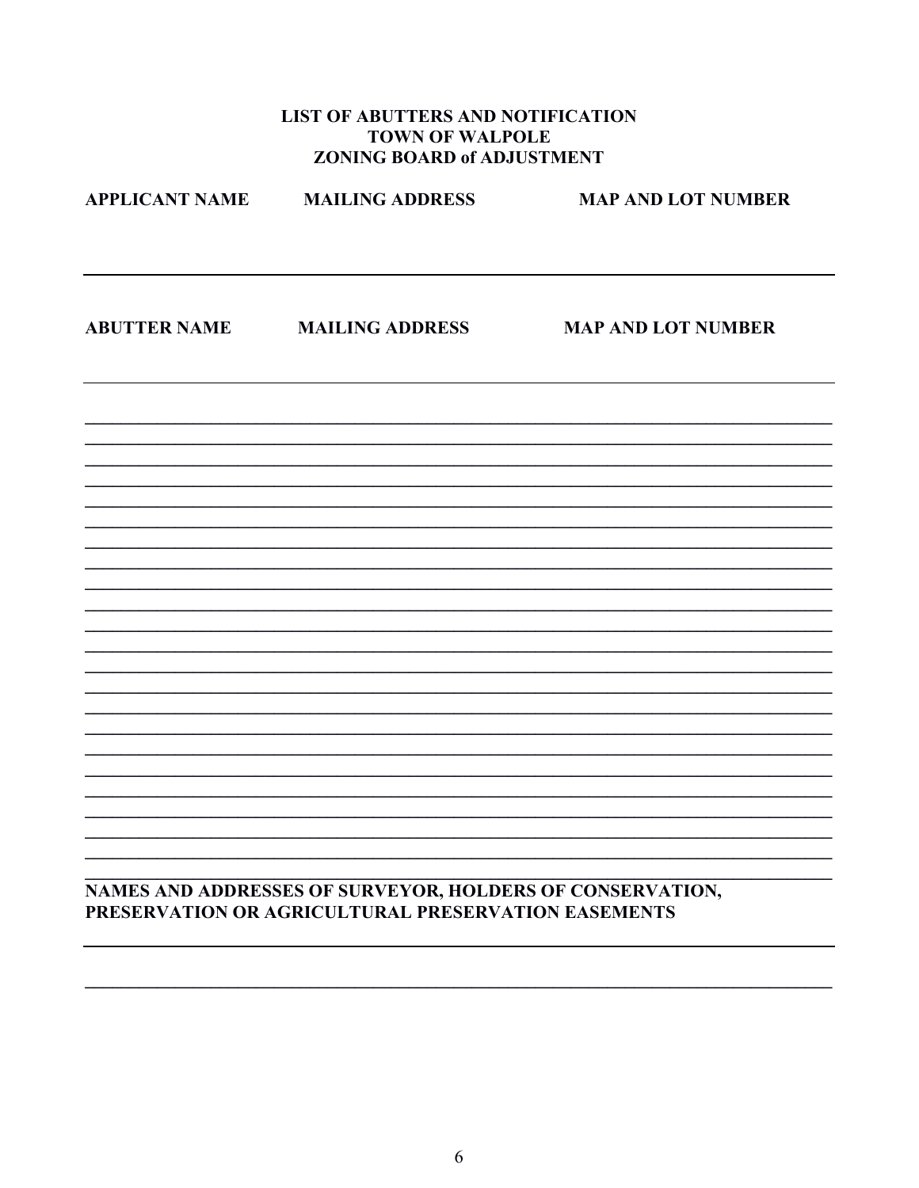**LIST OF ABUTTERS AND NOTIFICATION**
**TOWN OF WALPOLE**
**ZONING BOARD of ADJUSTMENT**

| APPLICANT NAME | MAILING ADDRESS | MAP AND LOT NUMBER |
| --- | --- | --- |
| | | |

| ABUTTER NAME | MAILING ADDRESS | MAP AND LOT NUMBER |
| --- | --- | --- |
| | | |
| | | |
| | | |
| | | |
| | | |
| | | |
| | | |
| | | |
| | | |
| | | |
| | | |
| | | |
| | | |
| | | |
| | | |
| | | |
| | | |
| | | |
| | | |
| | | |
| | | |
| | | |
| | | |

**NAMES AND ADDRESSES OF SURVEYOR, HOLDERS OF CONSERVATION, PRESERVATION OR AGRICULTURAL PRESERVATION EASEMENTS**

_______________________________________________________________________________

_______________________________________________________________________________